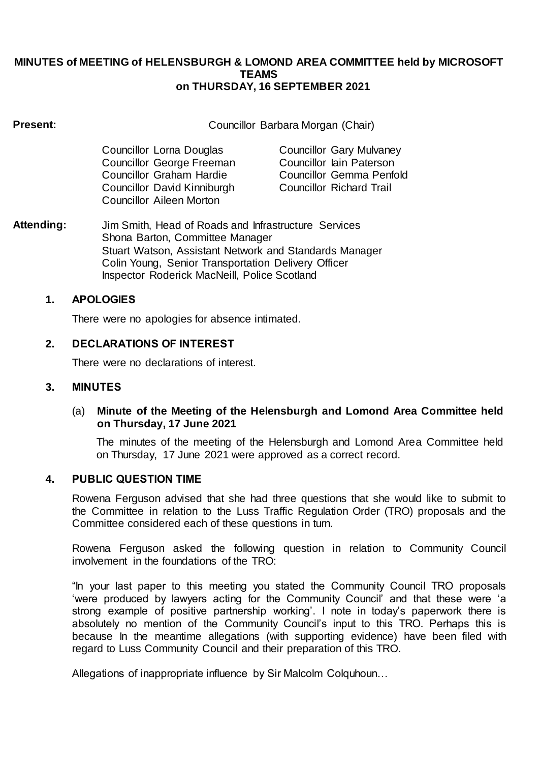# MINUTES of MEETING of HELENSBURGH & LOMOND AREA COMMITTEE held by MICROSOFT TEAMS on THURSDAY, 16 SEPTEMBER 2021

**Present:** Councillor Barbara Morgan (Chair)

Councillor Lorna Douglas
Councillor George Freeman
Councillor Graham Hardie
Councillor David Kinniburgh
Councillor Aileen Morton
Councillor Gary Mulvaney
Councillor Iain Paterson
Councillor Gemma Penfold
Councillor Richard Trail

**Attending:** Jim Smith, Head of Roads and Infrastructure Services
Shona Barton, Committee Manager
Stuart Watson, Assistant Network and Standards Manager
Colin Young, Senior Transportation Delivery Officer
Inspector Roderick MacNeill, Police Scotland

## 1. APOLOGIES

There were no apologies for absence intimated.

## 2. DECLARATIONS OF INTEREST

There were no declarations of interest.

## 3. MINUTES

(a) **Minute of the Meeting of the Helensburgh and Lomond Area Committee held on Thursday, 17 June 2021**

The minutes of the meeting of the Helensburgh and Lomond Area Committee held on Thursday, 17 June 2021 were approved as a correct record.

## 4. PUBLIC QUESTION TIME

Rowena Ferguson advised that she had three questions that she would like to submit to the Committee in relation to the Luss Traffic Regulation Order (TRO) proposals and the Committee considered each of these questions in turn.

Rowena Ferguson asked the following question in relation to Community Council involvement in the foundations of the TRO:

"In your last paper to this meeting you stated the Community Council TRO proposals 'were produced by lawyers acting for the Community Council' and that these were 'a strong example of positive partnership working'. I note in today's paperwork there is absolutely no mention of the Community Council's input to this TRO. Perhaps this is because In the meantime allegations (with supporting evidence) have been filed with regard to Luss Community Council and their preparation of this TRO.

Allegations of inappropriate influence by Sir Malcolm Colquhoun…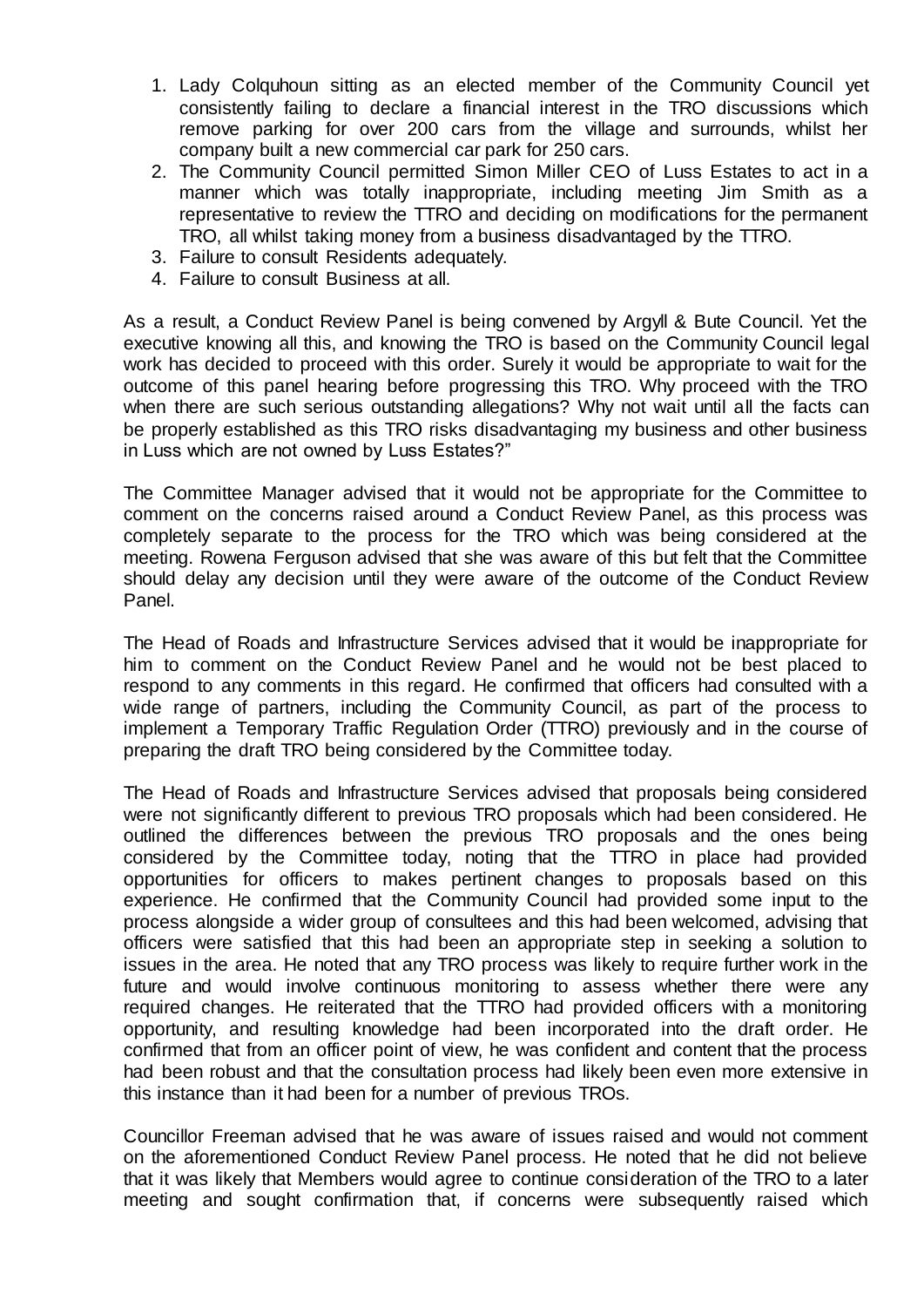1. Lady Colquhoun sitting as an elected member of the Community Council yet consistently failing to declare a financial interest in the TRO discussions which remove parking for over 200 cars from the village and surrounds, whilst her company built a new commercial car park for 250 cars.
2. The Community Council permitted Simon Miller CEO of Luss Estates to act in a manner which was totally inappropriate, including meeting Jim Smith as a representative to review the TTRO and deciding on modifications for the permanent TRO, all whilst taking money from a business disadvantaged by the TTRO.
3. Failure to consult Residents adequately.
4. Failure to consult Business at all.

As a result, a Conduct Review Panel is being convened by Argyll & Bute Council. Yet the executive knowing all this, and knowing the TRO is based on the Community Council legal work has decided to proceed with this order. Surely it would be appropriate to wait for the outcome of this panel hearing before progressing this TRO. Why proceed with the TRO when there are such serious outstanding allegations? Why not wait until all the facts can be properly established as this TRO risks disadvantaging my business and other business in Luss which are not owned by Luss Estates?"

The Committee Manager advised that it would not be appropriate for the Committee to comment on the concerns raised around a Conduct Review Panel, as this process was completely separate to the process for the TRO which was being considered at the meeting. Rowena Ferguson advised that she was aware of this but felt that the Committee should delay any decision until they were aware of the outcome of the Conduct Review Panel.

The Head of Roads and Infrastructure Services advised that it would be inappropriate for him to comment on the Conduct Review Panel and he would not be best placed to respond to any comments in this regard. He confirmed that officers had consulted with a wide range of partners, including the Community Council, as part of the process to implement a Temporary Traffic Regulation Order (TTRO) previously and in the course of preparing the draft TRO being considered by the Committee today.

The Head of Roads and Infrastructure Services advised that proposals being considered were not significantly different to previous TRO proposals which had been considered. He outlined the differences between the previous TRO proposals and the ones being considered by the Committee today, noting that the TTRO in place had provided opportunities for officers to makes pertinent changes to proposals based on this experience. He confirmed that the Community Council had provided some input to the process alongside a wider group of consultees and this had been welcomed, advising that officers were satisfied that this had been an appropriate step in seeking a solution to issues in the area. He noted that any TRO process was likely to require further work in the future and would involve continuous monitoring to assess whether there were any required changes. He reiterated that the TTRO had provided officers with a monitoring opportunity, and resulting knowledge had been incorporated into the draft order. He confirmed that from an officer point of view, he was confident and content that the process had been robust and that the consultation process had likely been even more extensive in this instance than it had been for a number of previous TROs.

Councillor Freeman advised that he was aware of issues raised and would not comment on the aforementioned Conduct Review Panel process. He noted that he did not believe that it was likely that Members would agree to continue consideration of the TRO to a later meeting and sought confirmation that, if concerns were subsequently raised which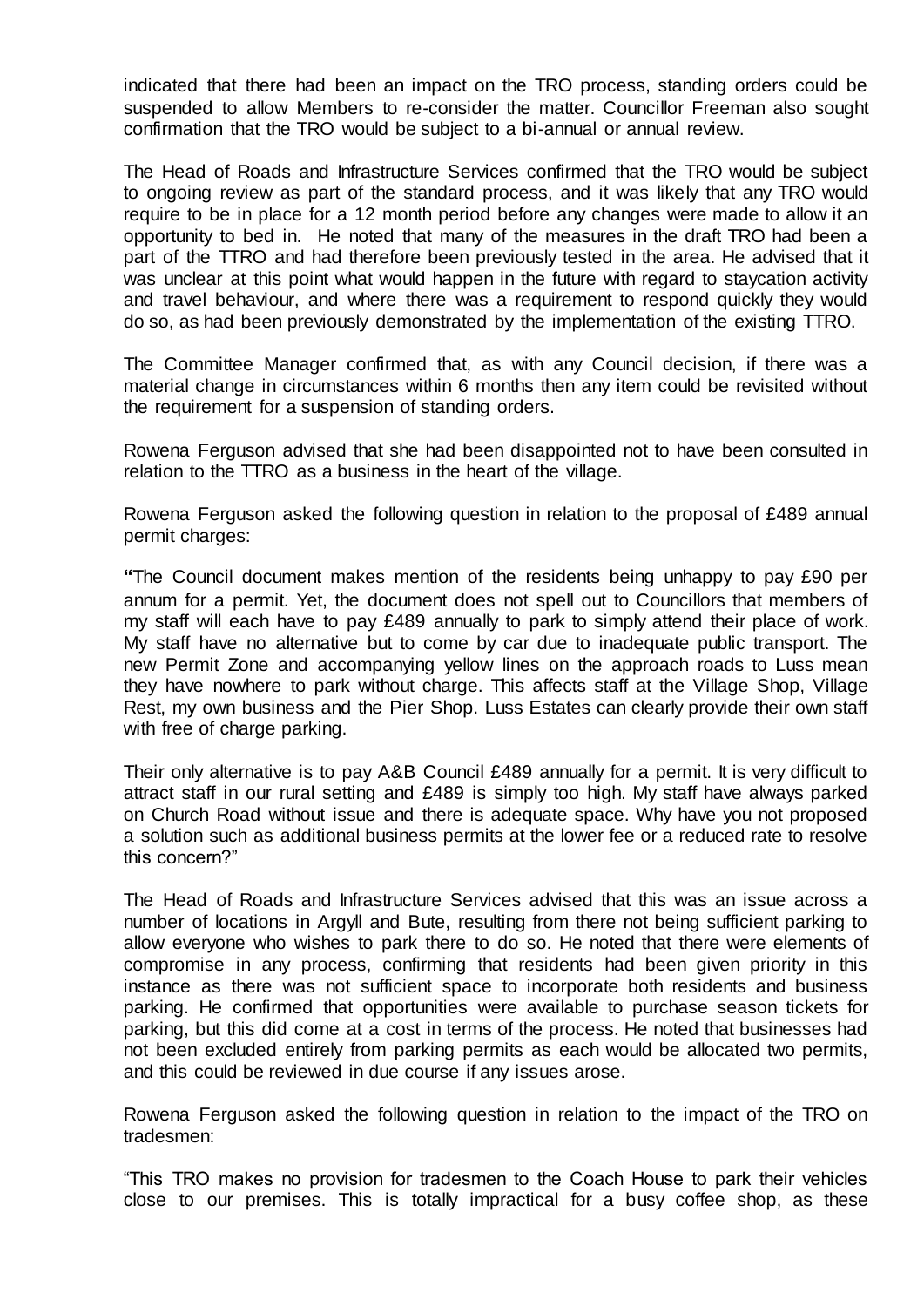indicated that there had been an impact on the TRO process, standing orders could be suspended to allow Members to re-consider the matter. Councillor Freeman also sought confirmation that the TRO would be subject to a bi-annual or annual review.

The Head of Roads and Infrastructure Services confirmed that the TRO would be subject to ongoing review as part of the standard process, and it was likely that any TRO would require to be in place for a 12 month period before any changes were made to allow it an opportunity to bed in. He noted that many of the measures in the draft TRO had been a part of the TTRO and had therefore been previously tested in the area. He advised that it was unclear at this point what would happen in the future with regard to staycation activity and travel behaviour, and where there was a requirement to respond quickly they would do so, as had been previously demonstrated by the implementation of the existing TTRO.

The Committee Manager confirmed that, as with any Council decision, if there was a material change in circumstances within 6 months then any item could be revisited without the requirement for a suspension of standing orders.

Rowena Ferguson advised that she had been disappointed not to have been consulted in relation to the TTRO as a business in the heart of the village.

Rowena Ferguson asked the following question in relation to the proposal of £489 annual permit charges:

**"**The Council document makes mention of the residents being unhappy to pay £90 per annum for a permit. Yet, the document does not spell out to Councillors that members of my staff will each have to pay £489 annually to park to simply attend their place of work. My staff have no alternative but to come by car due to inadequate public transport. The new Permit Zone and accompanying yellow lines on the approach roads to Luss mean they have nowhere to park without charge. This affects staff at the Village Shop, Village Rest, my own business and the Pier Shop. Luss Estates can clearly provide their own staff with free of charge parking.

Their only alternative is to pay A&B Council £489 annually for a permit. It is very difficult to attract staff in our rural setting and £489 is simply too high. My staff have always parked on Church Road without issue and there is adequate space. Why have you not proposed a solution such as additional business permits at the lower fee or a reduced rate to resolve this concern?"

The Head of Roads and Infrastructure Services advised that this was an issue across a number of locations in Argyll and Bute, resulting from there not being sufficient parking to allow everyone who wishes to park there to do so. He noted that there were elements of compromise in any process, confirming that residents had been given priority in this instance as there was not sufficient space to incorporate both residents and business parking. He confirmed that opportunities were available to purchase season tickets for parking, but this did come at a cost in terms of the process. He noted that businesses had not been excluded entirely from parking permits as each would be allocated two permits, and this could be reviewed in due course if any issues arose.

Rowena Ferguson asked the following question in relation to the impact of the TRO on tradesmen:

"This TRO makes no provision for tradesmen to the Coach House to park their vehicles close to our premises. This is totally impractical for a busy coffee shop, as these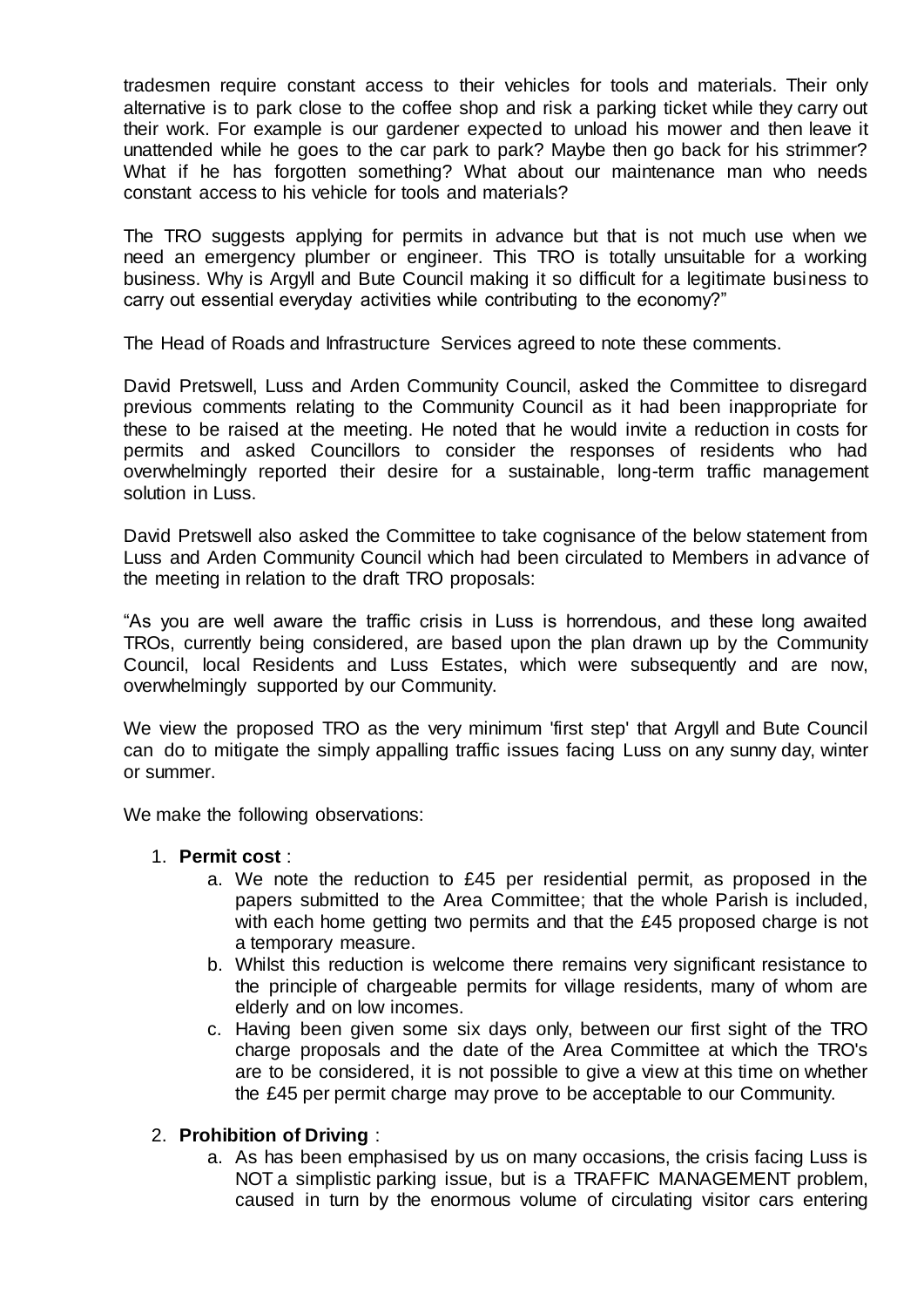tradesmen require constant access to their vehicles for tools and materials. Their only alternative is to park close to the coffee shop and risk a parking ticket while they carry out their work. For example is our gardener expected to unload his mower and then leave it unattended while he goes to the car park to park? Maybe then go back for his strimmer? What if he has forgotten something? What about our maintenance man who needs constant access to his vehicle for tools and materials?

The TRO suggests applying for permits in advance but that is not much use when we need an emergency plumber or engineer. This TRO is totally unsuitable for a working business. Why is Argyll and Bute Council making it so difficult for a legitimate business to carry out essential everyday activities while contributing to the economy?"

The Head of Roads and Infrastructure Services agreed to note these comments.

David Pretswell, Luss and Arden Community Council, asked the Committee to disregard previous comments relating to the Community Council as it had been inappropriate for these to be raised at the meeting. He noted that he would invite a reduction in costs for permits and asked Councillors to consider the responses of residents who had overwhelmingly reported their desire for a sustainable, long-term traffic management solution in Luss.

David Pretswell also asked the Committee to take cognisance of the below statement from Luss and Arden Community Council which had been circulated to Members in advance of the meeting in relation to the draft TRO proposals:

"As you are well aware the traffic crisis in Luss is horrendous, and these long awaited TROs, currently being considered, are based upon the plan drawn up by the Community Council, local Residents and Luss Estates, which were subsequently and are now, overwhelmingly supported by our Community.

We view the proposed TRO as the very minimum 'first step' that Argyll and Bute Council can do to mitigate the simply appalling traffic issues facing Luss on any sunny day, winter or summer.

We make the following observations:

1. **Permit cost** :
   a. We note the reduction to £45 per residential permit, as proposed in the papers submitted to the Area Committee; that the whole Parish is included, with each home getting two permits and that the £45 proposed charge is not a temporary measure.
   b. Whilst this reduction is welcome there remains very significant resistance to the principle of chargeable permits for village residents, many of whom are elderly and on low incomes.
   c. Having been given some six days only, between our first sight of the TRO charge proposals and the date of the Area Committee at which the TRO's are to be considered, it is not possible to give a view at this time on whether the £45 per permit charge may prove to be acceptable to our Community.

2. **Prohibition of Driving** :
   a. As has been emphasised by us on many occasions, the crisis facing Luss is NOT a simplistic parking issue, but is a TRAFFIC MANAGEMENT problem, caused in turn by the enormous volume of circulating visitor cars entering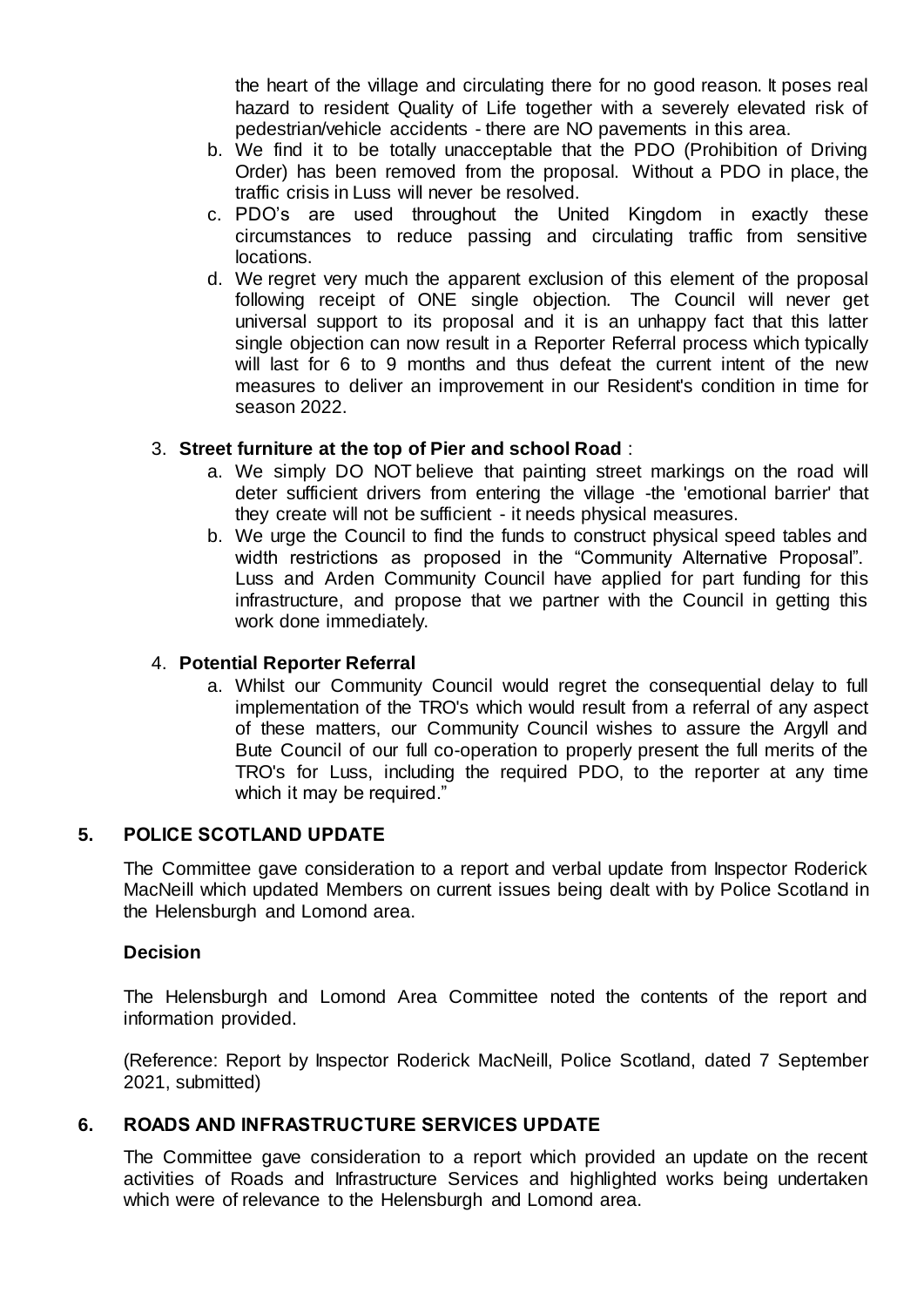the heart of the village and circulating there for no good reason. It poses real hazard to resident Quality of Life together with a severely elevated risk of pedestrian/vehicle accidents - there are NO pavements in this area.

   b. We find it to be totally unacceptable that the PDO (Prohibition of Driving Order) has been removed from the proposal. Without a PDO in place, the traffic crisis in Luss will never be resolved.
   c. PDO's are used throughout the United Kingdom in exactly these circumstances to reduce passing and circulating traffic from sensitive locations.
   d. We regret very much the apparent exclusion of this element of the proposal following receipt of ONE single objection. The Council will never get universal support to its proposal and it is an unhappy fact that this latter single objection can now result in a Reporter Referral process which typically will last for 6 to 9 months and thus defeat the current intent of the new measures to deliver an improvement in our Resident's condition in time for season 2022.

3. **Street furniture at the top of Pier and school Road** :
   a. We simply DO NOT believe that painting street markings on the road will deter sufficient drivers from entering the village -the 'emotional barrier' that they create will not be sufficient - it needs physical measures.
   b. We urge the Council to find the funds to construct physical speed tables and width restrictions as proposed in the "Community Alternative Proposal". Luss and Arden Community Council have applied for part funding for this infrastructure, and propose that we partner with the Council in getting this work done immediately.

4. **Potential Reporter Referral**
   a. Whilst our Community Council would regret the consequential delay to full implementation of the TRO's which would result from a referral of any aspect of these matters, our Community Council wishes to assure the Argyll and Bute Council of our full co-operation to properly present the full merits of the TRO's for Luss, including the required PDO, to the reporter at any time which it may be required."

## 5. POLICE SCOTLAND UPDATE

The Committee gave consideration to a report and verbal update from Inspector Roderick MacNeill which updated Members on current issues being dealt with by Police Scotland in the Helensburgh and Lomond area.

**Decision**

The Helensburgh and Lomond Area Committee noted the contents of the report and information provided.

(Reference: Report by Inspector Roderick MacNeill, Police Scotland, dated 7 September 2021, submitted)

## 6. ROADS AND INFRASTRUCTURE SERVICES UPDATE

The Committee gave consideration to a report which provided an update on the recent activities of Roads and Infrastructure Services and highlighted works being undertaken which were of relevance to the Helensburgh and Lomond area.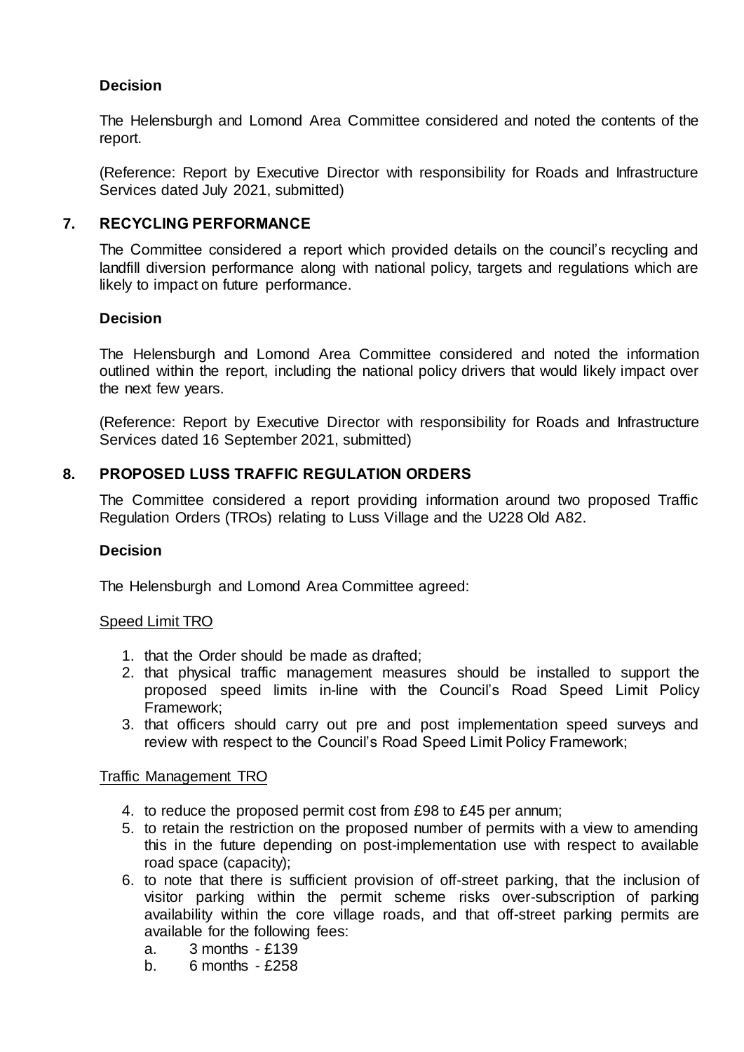**Decision**

The Helensburgh and Lomond Area Committee considered and noted the contents of the report.

(Reference: Report by Executive Director with responsibility for Roads and Infrastructure Services dated July 2021, submitted)

## 7. RECYCLING PERFORMANCE

The Committee considered a report which provided details on the council's recycling and landfill diversion performance along with national policy, targets and regulations which are likely to impact on future performance.

**Decision**

The Helensburgh and Lomond Area Committee considered and noted the information outlined within the report, including the national policy drivers that would likely impact over the next few years.

(Reference: Report by Executive Director with responsibility for Roads and Infrastructure Services dated 16 September 2021, submitted)

## 8. PROPOSED LUSS TRAFFIC REGULATION ORDERS

The Committee considered a report providing information around two proposed Traffic Regulation Orders (TROs) relating to Luss Village and the U228 Old A82.

**Decision**

The Helensburgh and Lomond Area Committee agreed:

Speed Limit TRO

1. that the Order should be made as drafted;
2. that physical traffic management measures should be installed to support the proposed speed limits in-line with the Council's Road Speed Limit Policy Framework;
3. that officers should carry out pre and post implementation speed surveys and review with respect to the Council's Road Speed Limit Policy Framework;

Traffic Management TRO

4. to reduce the proposed permit cost from £98 to £45 per annum;
5. to retain the restriction on the proposed number of permits with a view to amending this in the future depending on post-implementation use with respect to available road space (capacity);
6. to note that there is sufficient provision of off-street parking, that the inclusion of visitor parking within the permit scheme risks over-subscription of parking availability within the core village roads, and that off-street parking permits are available for the following fees:
   a. 3 months - £139
   b. 6 months - £258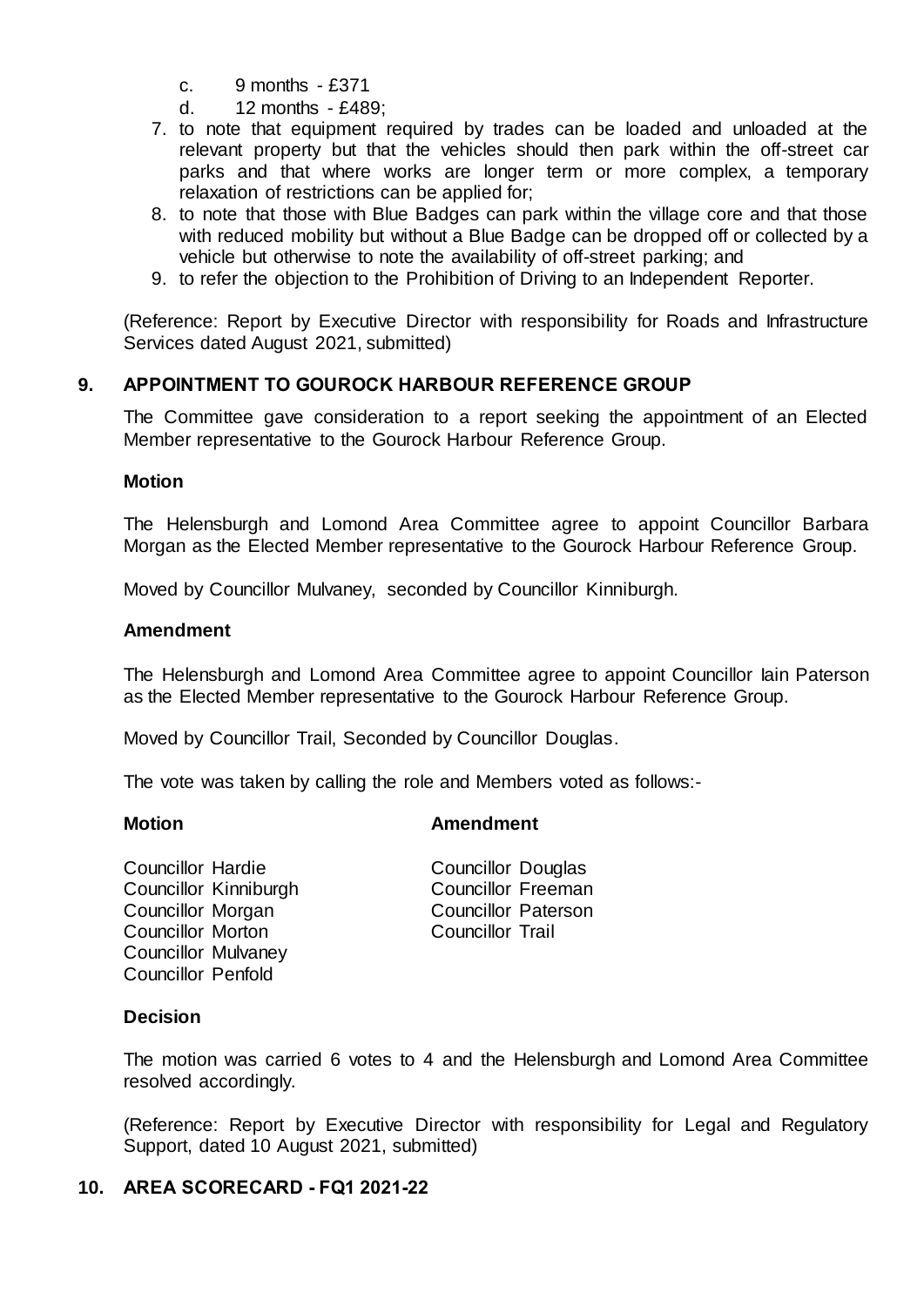c. 9 months - £371
d. 12 months - £489;

7. to note that equipment required by trades can be loaded and unloaded at the relevant property but that the vehicles should then park within the off-street car parks and that where works are longer term or more complex, a temporary relaxation of restrictions can be applied for;
8. to note that those with Blue Badges can park within the village core and that those with reduced mobility but without a Blue Badge can be dropped off or collected by a vehicle but otherwise to note the availability of off-street parking; and
9. to refer the objection to the Prohibition of Driving to an Independent Reporter.

(Reference: Report by Executive Director with responsibility for Roads and Infrastructure Services dated August 2021, submitted)

## 9. APPOINTMENT TO GOUROCK HARBOUR REFERENCE GROUP

The Committee gave consideration to a report seeking the appointment of an Elected Member representative to the Gourock Harbour Reference Group.

**Motion**

The Helensburgh and Lomond Area Committee agree to appoint Councillor Barbara Morgan as the Elected Member representative to the Gourock Harbour Reference Group.

Moved by Councillor Mulvaney, seconded by Councillor Kinniburgh.

**Amendment**

The Helensburgh and Lomond Area Committee agree to appoint Councillor Iain Paterson as the Elected Member representative to the Gourock Harbour Reference Group.

Moved by Councillor Trail, Seconded by Councillor Douglas.

The vote was taken by calling the role and Members voted as follows:-

| **Motion** | **Amendment** |
|---|---|
| Councillor Hardie | Councillor Douglas |
| Councillor Kinniburgh | Councillor Freeman |
| Councillor Morgan | Councillor Paterson |
| Councillor Morton | Councillor Trail |
| Councillor Mulvaney | |
| Councillor Penfold | |

**Decision**

The motion was carried 6 votes to 4 and the Helensburgh and Lomond Area Committee resolved accordingly.

(Reference: Report by Executive Director with responsibility for Legal and Regulatory Support, dated 10 August 2021, submitted)

## 10. AREA SCORECARD - FQ1 2021-22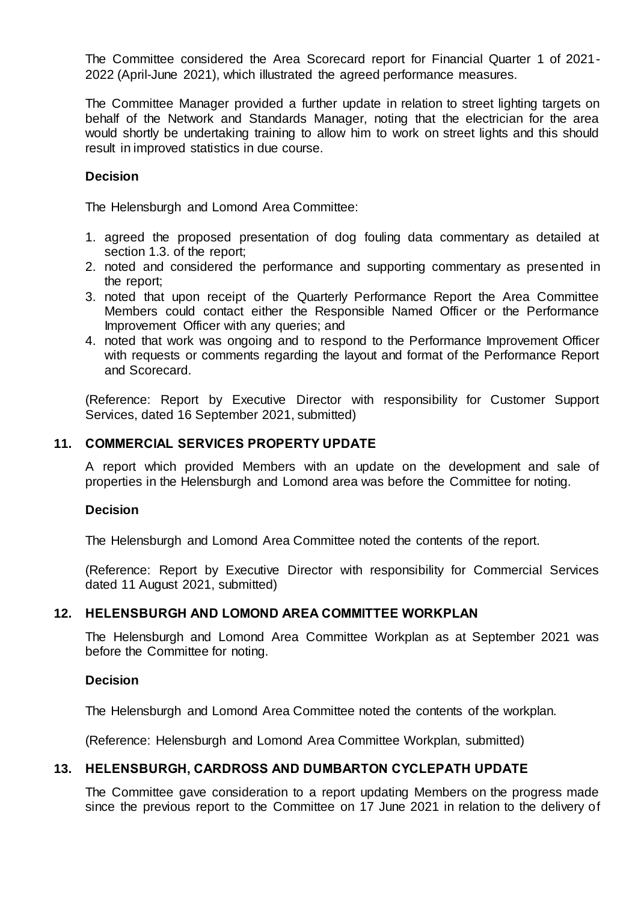The Committee considered the Area Scorecard report for Financial Quarter 1 of 2021-2022 (April-June 2021), which illustrated the agreed performance measures.

The Committee Manager provided a further update in relation to street lighting targets on behalf of the Network and Standards Manager, noting that the electrician for the area would shortly be undertaking training to allow him to work on street lights and this should result in improved statistics in due course.

**Decision**

The Helensburgh and Lomond Area Committee:

1. agreed the proposed presentation of dog fouling data commentary as detailed at section 1.3. of the report;
2. noted and considered the performance and supporting commentary as presented in the report;
3. noted that upon receipt of the Quarterly Performance Report the Area Committee Members could contact either the Responsible Named Officer or the Performance Improvement Officer with any queries; and
4. noted that work was ongoing and to respond to the Performance Improvement Officer with requests or comments regarding the layout and format of the Performance Report and Scorecard.

(Reference: Report by Executive Director with responsibility for Customer Support Services, dated 16 September 2021, submitted)

## 11. COMMERCIAL SERVICES PROPERTY UPDATE

A report which provided Members with an update on the development and sale of properties in the Helensburgh and Lomond area was before the Committee for noting.

**Decision**

The Helensburgh and Lomond Area Committee noted the contents of the report.

(Reference: Report by Executive Director with responsibility for Commercial Services dated 11 August 2021, submitted)

## 12. HELENSBURGH AND LOMOND AREA COMMITTEE WORKPLAN

The Helensburgh and Lomond Area Committee Workplan as at September 2021 was before the Committee for noting.

**Decision**

The Helensburgh and Lomond Area Committee noted the contents of the workplan.

(Reference: Helensburgh and Lomond Area Committee Workplan, submitted)

## 13. HELENSBURGH, CARDROSS AND DUMBARTON CYCLEPATH UPDATE

The Committee gave consideration to a report updating Members on the progress made since the previous report to the Committee on 17 June 2021 in relation to the delivery of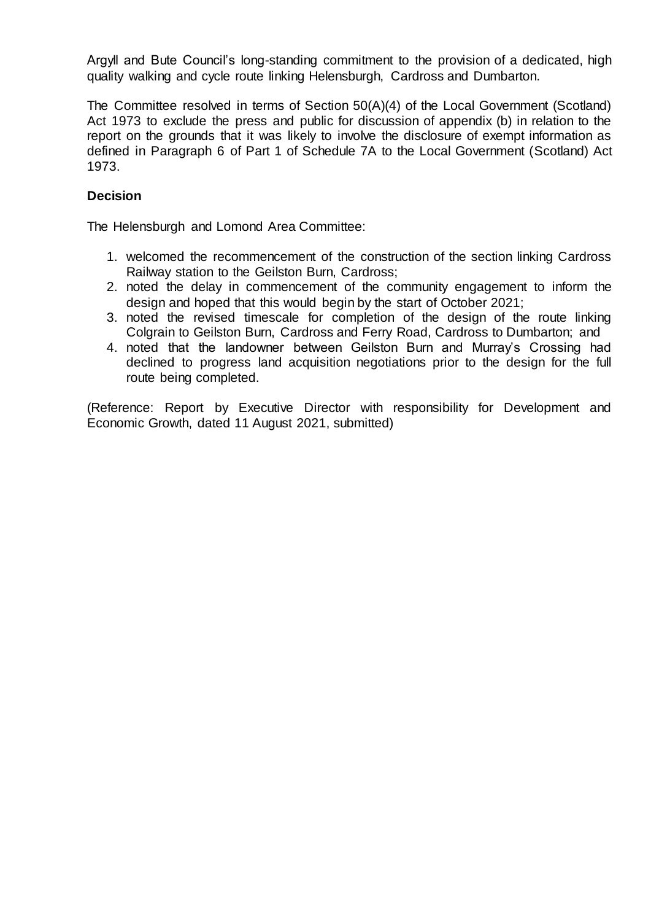Argyll and Bute Council's long-standing commitment to the provision of a dedicated, high quality walking and cycle route linking Helensburgh, Cardross and Dumbarton.

The Committee resolved in terms of Section 50(A)(4) of the Local Government (Scotland) Act 1973 to exclude the press and public for discussion of appendix (b) in relation to the report on the grounds that it was likely to involve the disclosure of exempt information as defined in Paragraph 6 of Part 1 of Schedule 7A to the Local Government (Scotland) Act 1973.

**Decision**

The Helensburgh and Lomond Area Committee:

1. welcomed the recommencement of the construction of the section linking Cardross Railway station to the Geilston Burn, Cardross;
2. noted the delay in commencement of the community engagement to inform the design and hoped that this would begin by the start of October 2021;
3. noted the revised timescale for completion of the design of the route linking Colgrain to Geilston Burn, Cardross and Ferry Road, Cardross to Dumbarton; and
4. noted that the landowner between Geilston Burn and Murray's Crossing had declined to progress land acquisition negotiations prior to the design for the full route being completed.

(Reference: Report by Executive Director with responsibility for Development and Economic Growth, dated 11 August 2021, submitted)